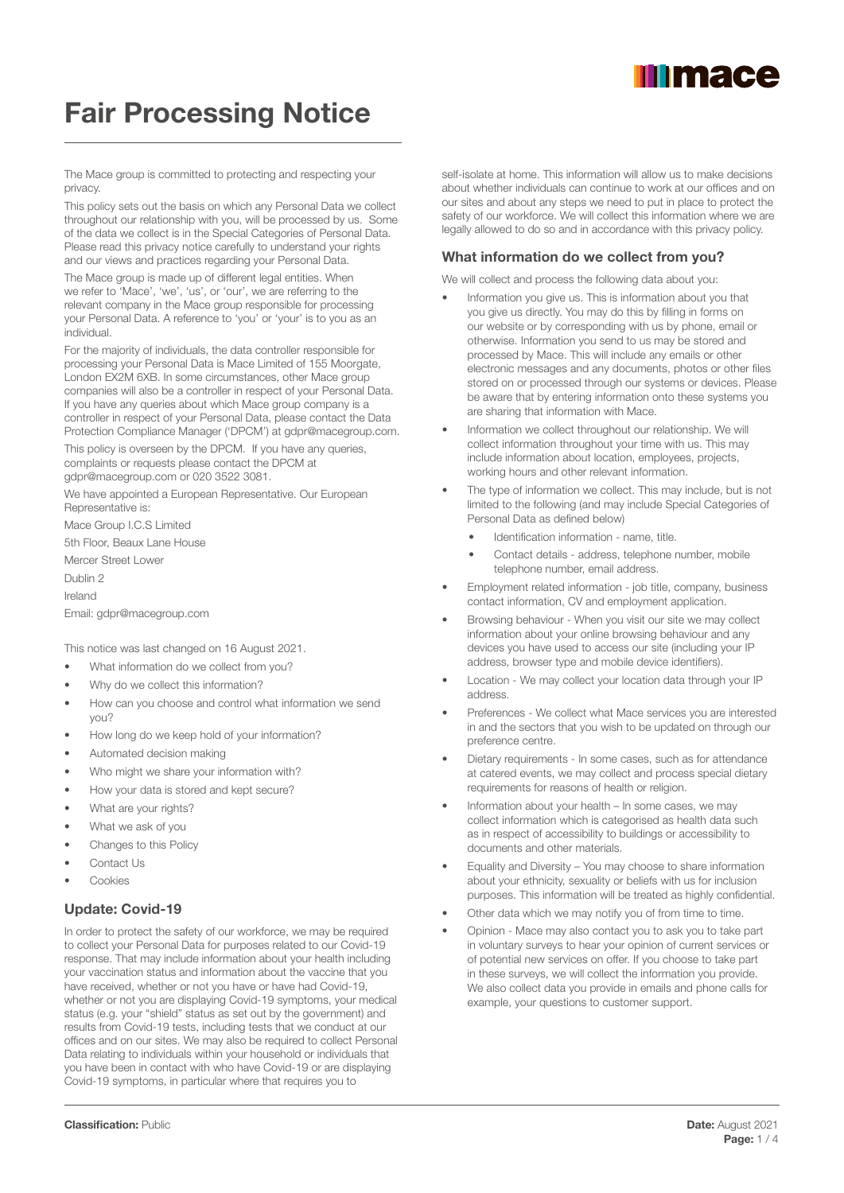# Fair Processing Notice

The Mace group is committed to protecting and respecting your privacy.

This policy sets out the basis on which any Personal Data we collect throughout our relationship with you, will be processed by us. Some of the data we collect is in the Special Categories of Personal Data. Please read this privacy notice carefully to understand your rights and our views and practices regarding your Personal Data.

The Mace group is made up of different legal entities. When we refer to 'Mace', 'we', 'us', or 'our', we are referring to the relevant company in the Mace group responsible for processing your Personal Data. A reference to 'you' or 'your' is to you as an individual.

For the majority of individuals, the data controller responsible for processing your Personal Data is Mace Limited of 155 Moorgate, London EX2M 6XB. In some circumstances, other Mace group companies will also be a controller in respect of your Personal Data. If you have any queries about which Mace group company is a controller in respect of your Personal Data, please contact the Data Protection Compliance Manager ('DPCM') at gdpr@macegroup.com.

This policy is overseen by the DPCM. If you have any queries, complaints or requests please contact the DPCM at gdpr@macegroup.com or 020 3522 3081.

We have appointed a European Representative. Our European Representative is:

Mace Group I.C.S Limited

5th Floor, Beaux Lane House

Mercer Street Lower

Dublin 2

Ireland

Email: gdpr@macegroup.com

This notice was last changed on 16 August 2021.

- What information do we collect from you?
- Why do we collect this information?
- How can you choose and control what information we send you?
- How long do we keep hold of your information?
- Automated decision making
- Who might we share your information with?
- How your data is stored and kept secure?
- What are your rights?
- What we ask of you
- Changes to this Policy
- Contact Us
- Cookies

## Update: Covid-19

In order to protect the safety of our workforce, we may be required to collect your Personal Data for purposes related to our Covid-19 response. That may include information about your health including your vaccination status and information about the vaccine that you have received, whether or not you have or have had Covid-19, whether or not you are displaying Covid-19 symptoms, your medical status (e.g. your "shield" status as set out by the government) and results from Covid-19 tests, including tests that we conduct at our offices and on our sites. We may also be required to collect Personal Data relating to individuals within your household or individuals that you have been in contact with who have Covid-19 or are displaying Covid-19 symptoms, in particular where that requires you to self-isolate at home. This information will allow us to make decisions about whether individuals can continue to work at our offices and on our sites and about any steps we need to put in place to protect the safety of our workforce. We will collect this information where we are legally allowed to do so and in accordance with this privacy policy.

## What information do we collect from you?

We will collect and process the following data about you:

- Information you give us. This is information about you that you give us directly. You may do this by filling in forms on our website or by corresponding with us by phone, email or otherwise. Information you send to us may be stored and processed by Mace. This will include any emails or other electronic messages and any documents, photos or other files stored on or processed through our systems or devices. Please be aware that by entering information onto these systems you are sharing that information with Mace.
- Information we collect throughout our relationship. We will collect information throughout your time with us. This may include information about location, employees, projects, working hours and other relevant information.
- The type of information we collect. This may include, but is not limited to the following (and may include Special Categories of Personal Data as defined below)
  - Identification information - name, title.
  - Contact details - address, telephone number, mobile telephone number, email address.
- Employment related information - job title, company, business contact information, CV and employment application.
- Browsing behaviour - When you visit our site we may collect information about your online browsing behaviour and any devices you have used to access our site (including your IP address, browser type and mobile device identifiers).
- Location - We may collect your location data through your IP address.
- Preferences - We collect what Mace services you are interested in and the sectors that you wish to be updated on through our preference centre.
- Dietary requirements - In some cases, such as for attendance at catered events, we may collect and process special dietary requirements for reasons of health or religion.
- Information about your health – In some cases, we may collect information which is categorised as health data such as in respect of accessibility to buildings or accessibility to documents and other materials.
- Equality and Diversity – You may choose to share information about your ethnicity, sexuality or beliefs with us for inclusion purposes. This information will be treated as highly confidential.
- Other data which we may notify you of from time to time.
- Opinion - Mace may also contact you to ask you to take part in voluntary surveys to hear your opinion of current services or of potential new services on offer. If you choose to take part in these surveys, we will collect the information you provide. We also collect data you provide in emails and phone calls for example, your questions to customer support.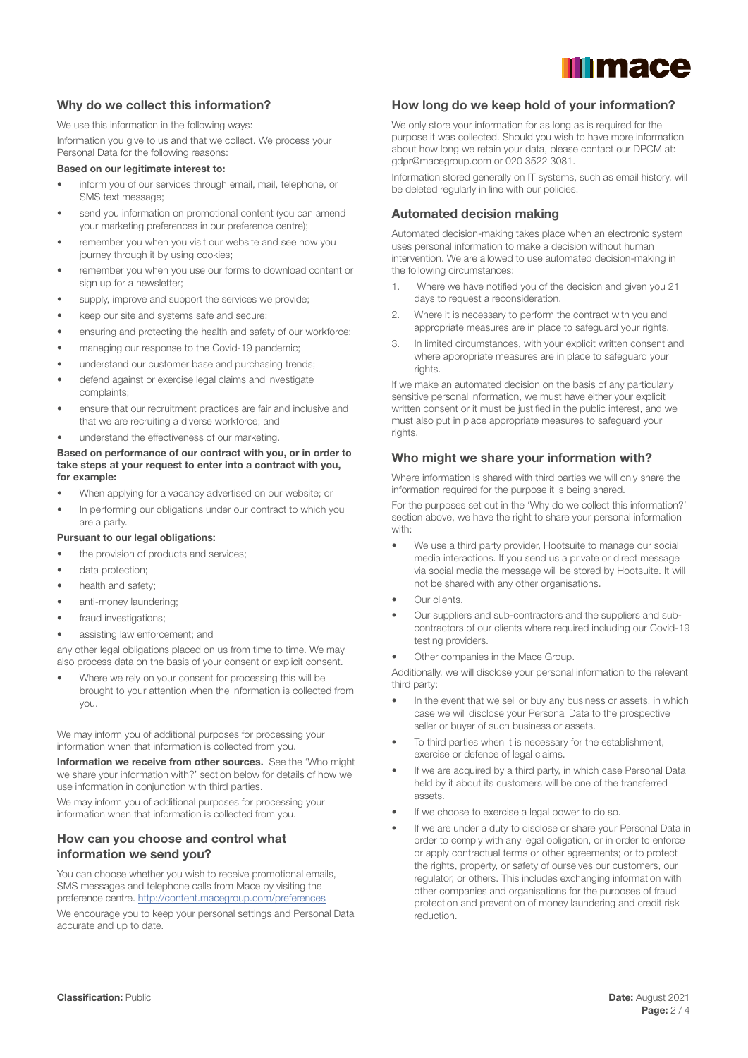## Why do we collect this information?

We use this information in the following ways:

Information you give to us and that we collect. We process your Personal Data for the following reasons:

**Based on our legitimate interest to:**

- inform you of our services through email, mail, telephone, or SMS text message;
- send you information on promotional content (you can amend your marketing preferences in our preference centre);
- remember you when you visit our website and see how you journey through it by using cookies;
- remember you when you use our forms to download content or sign up for a newsletter;
- supply, improve and support the services we provide;
- keep our site and systems safe and secure;
- ensuring and protecting the health and safety of our workforce;
- managing our response to the Covid-19 pandemic;
- understand our customer base and purchasing trends;
- defend against or exercise legal claims and investigate complaints;
- ensure that our recruitment practices are fair and inclusive and that we are recruiting a diverse workforce; and
- understand the effectiveness of our marketing.

**Based on performance of our contract with you, or in order to take steps at your request to enter into a contract with you, for example:**

- When applying for a vacancy advertised on our website; or
- In performing our obligations under our contract to which you are a party.

**Pursuant to our legal obligations:**

- the provision of products and services;
- data protection;
- health and safety;
- anti-money laundering;
- fraud investigations;
- assisting law enforcement; and

any other legal obligations placed on us from time to time. We may also process data on the basis of your consent or explicit consent.

- Where we rely on your consent for processing this will be brought to your attention when the information is collected from you.

We may inform you of additional purposes for processing your information when that information is collected from you.

**Information we receive from other sources.** See the 'Who might we share your information with?' section below for details of how we use information in conjunction with third parties.

We may inform you of additional purposes for processing your information when that information is collected from you.

## How can you choose and control what information we send you?

You can choose whether you wish to receive promotional emails, SMS messages and telephone calls from Mace by visiting the preference centre. http://content.macegroup.com/preferences

We encourage you to keep your personal settings and Personal Data accurate and up to date.

## How long do we keep hold of your information?

We only store your information for as long as is required for the purpose it was collected. Should you wish to have more information about how long we retain your data, please contact our DPCM at: gdpr@macegroup.com or 020 3522 3081.

Information stored generally on IT systems, such as email history, will be deleted regularly in line with our policies.

## Automated decision making

Automated decision-making takes place when an electronic system uses personal information to make a decision without human intervention. We are allowed to use automated decision-making in the following circumstances:

1. Where we have notified you of the decision and given you 21 days to request a reconsideration.
2. Where it is necessary to perform the contract with you and appropriate measures are in place to safeguard your rights.
3. In limited circumstances, with your explicit written consent and where appropriate measures are in place to safeguard your rights.

If we make an automated decision on the basis of any particularly sensitive personal information, we must have either your explicit written consent or it must be justified in the public interest, and we must also put in place appropriate measures to safeguard your rights.

## Who might we share your information with?

Where information is shared with third parties we will only share the information required for the purpose it is being shared.

For the purposes set out in the 'Why do we collect this information?' section above, we have the right to share your personal information with:

- We use a third party provider, Hootsuite to manage our social media interactions. If you send us a private or direct message via social media the message will be stored by Hootsuite. It will not be shared with any other organisations.
- Our clients.
- Our suppliers and sub-contractors and the suppliers and sub-contractors of our clients where required including our Covid-19 testing providers.
- Other companies in the Mace Group.

Additionally, we will disclose your personal information to the relevant third party:

- In the event that we sell or buy any business or assets, in which case we will disclose your Personal Data to the prospective seller or buyer of such business or assets.
- To third parties when it is necessary for the establishment, exercise or defence of legal claims.
- If we are acquired by a third party, in which case Personal Data held by it about its customers will be one of the transferred assets.
- If we choose to exercise a legal power to do so.
- If we are under a duty to disclose or share your Personal Data in order to comply with any legal obligation, or in order to enforce or apply contractual terms or other agreements; or to protect the rights, property, or safety of ourselves our customers, our regulator, or others. This includes exchanging information with other companies and organisations for the purposes of fraud protection and prevention of money laundering and credit risk reduction.

**Classification:** Public

**Date:** August 2021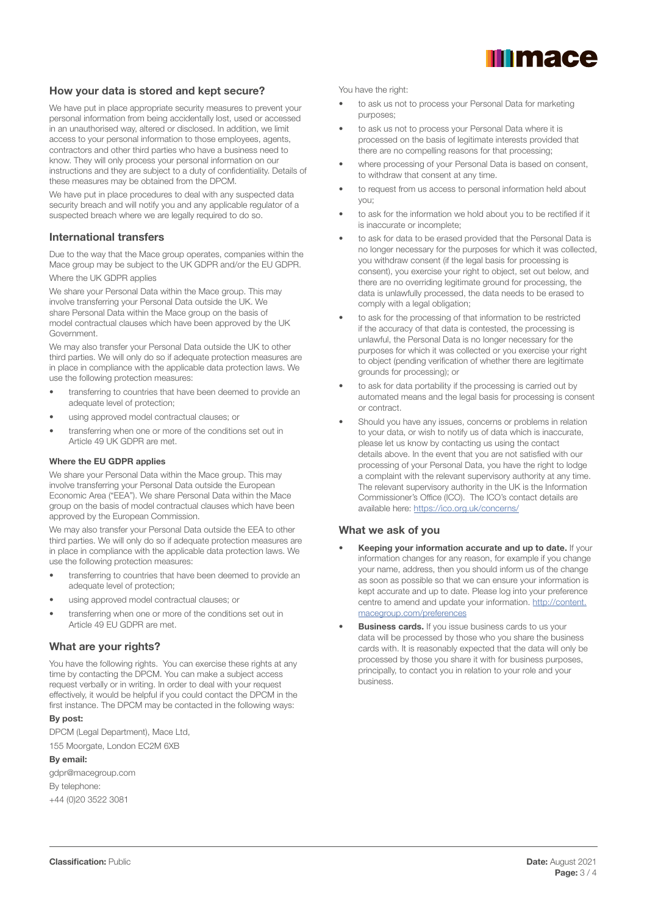## How your data is stored and kept secure?

We have put in place appropriate security measures to prevent your personal information from being accidentally lost, used or accessed in an unauthorised way, altered or disclosed. In addition, we limit access to your personal information to those employees, agents, contractors and other third parties who have a business need to know. They will only process your personal information on our instructions and they are subject to a duty of confidentiality. Details of these measures may be obtained from the DPCM.

We have put in place procedures to deal with any suspected data security breach and will notify you and any applicable regulator of a suspected breach where we are legally required to do so.

## International transfers

Due to the way that the Mace group operates, companies within the Mace group may be subject to the UK GDPR and/or the EU GDPR.

Where the UK GDPR applies

We share your Personal Data within the Mace group. This may involve transferring your Personal Data outside the UK. We share Personal Data within the Mace group on the basis of model contractual clauses which have been approved by the UK Government.

We may also transfer your Personal Data outside the UK to other third parties. We will only do so if adequate protection measures are in place in compliance with the applicable data protection laws. We use the following protection measures:

- transferring to countries that have been deemed to provide an adequate level of protection;
- using approved model contractual clauses; or
- transferring when one or more of the conditions set out in Article 49 UK GDPR are met.

**Where the EU GDPR applies**

We share your Personal Data within the Mace group. This may involve transferring your Personal Data outside the European Economic Area ("EEA"). We share Personal Data within the Mace group on the basis of model contractual clauses which have been approved by the European Commission.

We may also transfer your Personal Data outside the EEA to other third parties. We will only do so if adequate protection measures are in place in compliance with the applicable data protection laws. We use the following protection measures:

- transferring to countries that have been deemed to provide an adequate level of protection;
- using approved model contractual clauses; or
- transferring when one or more of the conditions set out in Article 49 EU GDPR are met.

## What are your rights?

You have the following rights. You can exercise these rights at any time by contacting the DPCM. You can make a subject access request verbally or in writing. In order to deal with your request effectively, it would be helpful if you could contact the DPCM in the first instance. The DPCM may be contacted in the following ways:

**By post:**

DPCM (Legal Department), Mace Ltd,

155 Moorgate, London EC2M 6XB

**By email:**

gdpr@macegroup.com

By telephone:

+44 (0)20 3522 3081

You have the right:

- to ask us not to process your Personal Data for marketing purposes;
- to ask us not to process your Personal Data where it is processed on the basis of legitimate interests provided that there are no compelling reasons for that processing;
- where processing of your Personal Data is based on consent, to withdraw that consent at any time.
- to request from us access to personal information held about you;
- to ask for the information we hold about you to be rectified if it is inaccurate or incomplete;
- to ask for data to be erased provided that the Personal Data is no longer necessary for the purposes for which it was collected, you withdraw consent (if the legal basis for processing is consent), you exercise your right to object, set out below, and there are no overriding legitimate ground for processing, the data is unlawfully processed, the data needs to be erased to comply with a legal obligation;
- to ask for the processing of that information to be restricted if the accuracy of that data is contested, the processing is unlawful, the Personal Data is no longer necessary for the purposes for which it was collected or you exercise your right to object (pending verification of whether there are legitimate grounds for processing); or
- to ask for data portability if the processing is carried out by automated means and the legal basis for processing is consent or contract.
- Should you have any issues, concerns or problems in relation to your data, or wish to notify us of data which is inaccurate, please let us know by contacting us using the contact details above. In the event that you are not satisfied with our processing of your Personal Data, you have the right to lodge a complaint with the relevant supervisory authority at any time. The relevant supervisory authority in the UK is the Information Commissioner's Office (ICO). The ICO's contact details are available here: https://ico.org.uk/concerns/

## What we ask of you

- **Keeping your information accurate and up to date.** If your information changes for any reason, for example if you change your name, address, then you should inform us of the change as soon as possible so that we can ensure your information is kept accurate and up to date. Please log into your preference centre to amend and update your information. http://content.macegroup.com/preferences
- **Business cards.** If you issue business cards to us your data will be processed by those who you share the business cards with. It is reasonably expected that the data will only be processed by those you share it with for business purposes, principally, to contact you in relation to your role and your business.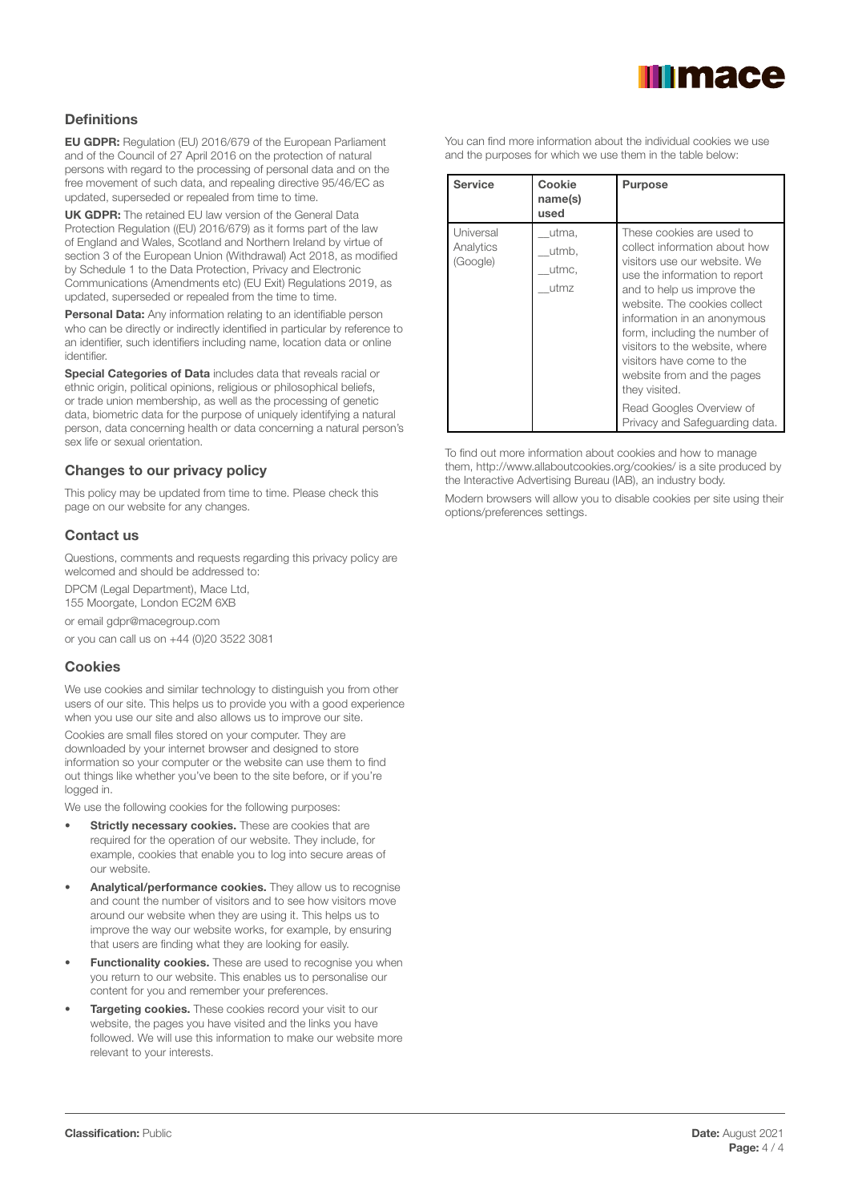## Definitions

**EU GDPR:** Regulation (EU) 2016/679 of the European Parliament and of the Council of 27 April 2016 on the protection of natural persons with regard to the processing of personal data and on the free movement of such data, and repealing directive 95/46/EC as updated, superseded or repealed from time to time.

**UK GDPR:** The retained EU law version of the General Data Protection Regulation ((EU) 2016/679) as it forms part of the law of England and Wales, Scotland and Northern Ireland by virtue of section 3 of the European Union (Withdrawal) Act 2018, as modified by Schedule 1 to the Data Protection, Privacy and Electronic Communications (Amendments etc) (EU Exit) Regulations 2019, as updated, superseded or repealed from the time to time.

**Personal Data:** Any information relating to an identifiable person who can be directly or indirectly identified in particular by reference to an identifier, such identifiers including name, location data or online identifier.

**Special Categories of Data** includes data that reveals racial or ethnic origin, political opinions, religious or philosophical beliefs, or trade union membership, as well as the processing of genetic data, biometric data for the purpose of uniquely identifying a natural person, data concerning health or data concerning a natural person's sex life or sexual orientation.

## Changes to our privacy policy

This policy may be updated from time to time. Please check this page on our website for any changes.

## Contact us

Questions, comments and requests regarding this privacy policy are welcomed and should be addressed to:

DPCM (Legal Department), Mace Ltd,
155 Moorgate, London EC2M 6XB

or email gdpr@macegroup.com

or you can call us on +44 (0)20 3522 3081

## Cookies

We use cookies and similar technology to distinguish you from other users of our site. This helps us to provide you with a good experience when you use our site and also allows us to improve our site.

Cookies are small files stored on your computer. They are downloaded by your internet browser and designed to store information so your computer or the website can use them to find out things like whether you've been to the site before, or if you're logged in.

We use the following cookies for the following purposes:

- **Strictly necessary cookies.** These are cookies that are required for the operation of our website. They include, for example, cookies that enable you to log into secure areas of our website.
- **Analytical/performance cookies.** They allow us to recognise and count the number of visitors and to see how visitors move around our website when they are using it. This helps us to improve the way our website works, for example, by ensuring that users are finding what they are looking for easily.
- **Functionality cookies.** These are used to recognise you when you return to our website. This enables us to personalise our content for you and remember your preferences.
- **Targeting cookies.** These cookies record your visit to our website, the pages you have visited and the links you have followed. We will use this information to make our website more relevant to your interests.

You can find more information about the individual cookies we use and the purposes for which we use them in the table below:

| Service | Cookie name(s) used | Purpose |
|---|---|---|
| Universal Analytics (Google) | __utma, __utmb, __utmc, __utmz | These cookies are used to collect information about how visitors use our website. We use the information to report and to help us improve the website. The cookies collect information in an anonymous form, including the number of visitors to the website, where visitors have come to the website from and the pages they visited. Read Googles Overview of Privacy and Safeguarding data. |

To find out more information about cookies and how to manage them, http://www.allaboutcookies.org/cookies/ is a site produced by the Interactive Advertising Bureau (IAB), an industry body.

Modern browsers will allow you to disable cookies per site using their options/preferences settings.

**Classification:** Public

**Date:** August 2021